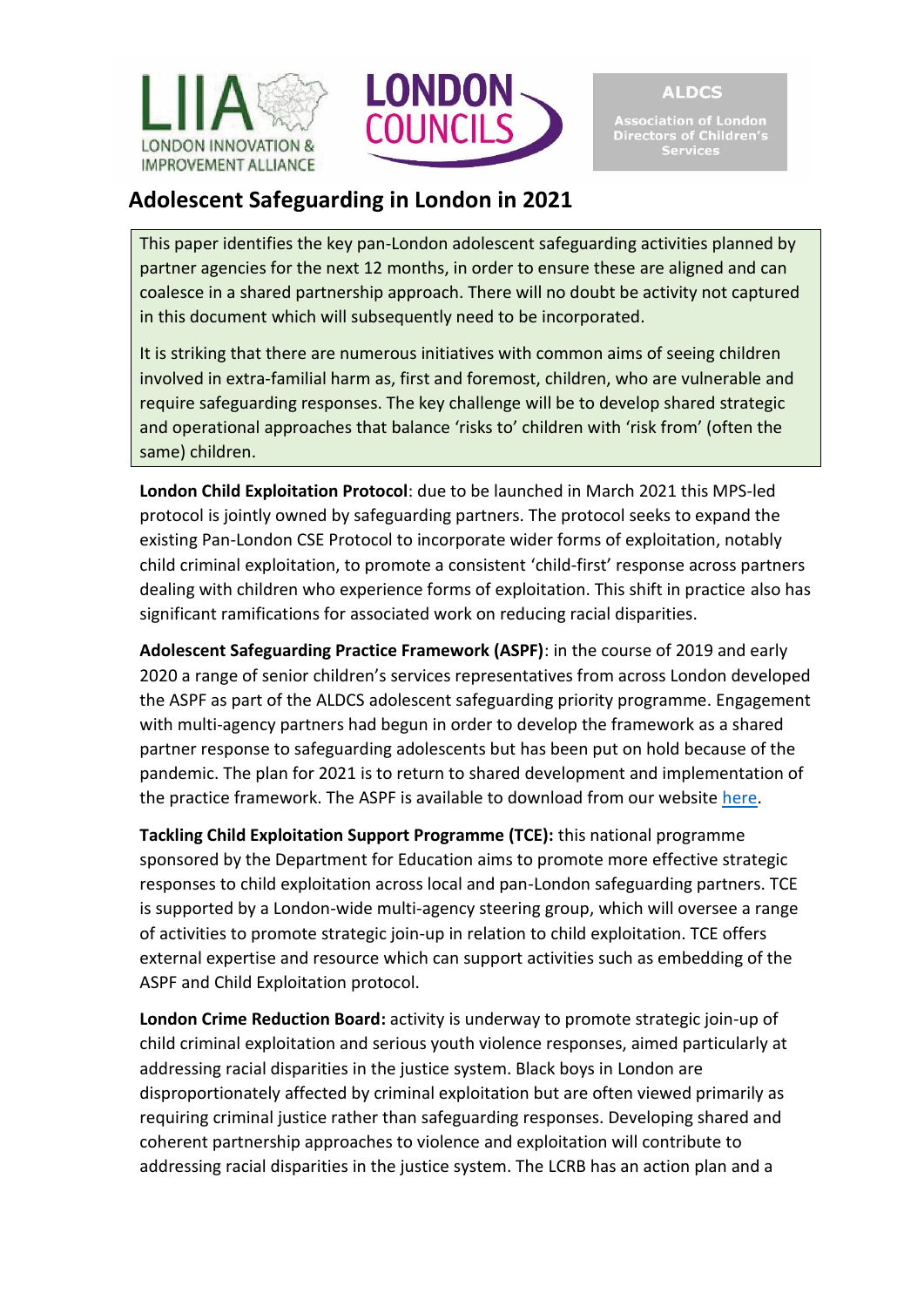LIIA LONDON INNOVATION & IMPROVEMENT ALLIANCE

LONDON COUNCILS

ALDCS Association of London Directors of Children's Services

# Adolescent Safeguarding in London in 2021

This paper identifies the key pan-London adolescent safeguarding activities planned by partner agencies for the next 12 months, in order to ensure these are aligned and can coalesce in a shared partnership approach. There will no doubt be activity not captured in this document which will subsequently need to be incorporated.

It is striking that there are numerous initiatives with common aims of seeing children involved in extra-familial harm as, first and foremost, children, who are vulnerable and require safeguarding responses. The key challenge will be to develop shared strategic and operational approaches that balance 'risks to' children with 'risk from' (often the same) children.

**London Child Exploitation Protocol**: due to be launched in March 2021 this MPS-led protocol is jointly owned by safeguarding partners. The protocol seeks to expand the existing Pan-London CSE Protocol to incorporate wider forms of exploitation, notably child criminal exploitation, to promote a consistent 'child-first' response across partners dealing with children who experience forms of exploitation. This shift in practice also has significant ramifications for associated work on reducing racial disparities.

**Adolescent Safeguarding Practice Framework (ASPF)**: in the course of 2019 and early 2020 a range of senior children's services representatives from across London developed the ASPF as part of the ALDCS adolescent safeguarding priority programme. Engagement with multi-agency partners had begun in order to develop the framework as a shared partner response to safeguarding adolescents but has been put on hold because of the pandemic. The plan for 2021 is to return to shared development and implementation of the practice framework. The ASPF is available to download from our website here.

**Tackling Child Exploitation Support Programme (TCE):** this national programme sponsored by the Department for Education aims to promote more effective strategic responses to child exploitation across local and pan-London safeguarding partners. TCE is supported by a London-wide multi-agency steering group, which will oversee a range of activities to promote strategic join-up in relation to child exploitation. TCE offers external expertise and resource which can support activities such as embedding of the ASPF and Child Exploitation protocol.

**London Crime Reduction Board:** activity is underway to promote strategic join-up of child criminal exploitation and serious youth violence responses, aimed particularly at addressing racial disparities in the justice system. Black boys in London are disproportionately affected by criminal exploitation but are often viewed primarily as requiring criminal justice rather than safeguarding responses. Developing shared and coherent partnership approaches to violence and exploitation will contribute to addressing racial disparities in the justice system. The LCRB has an action plan and a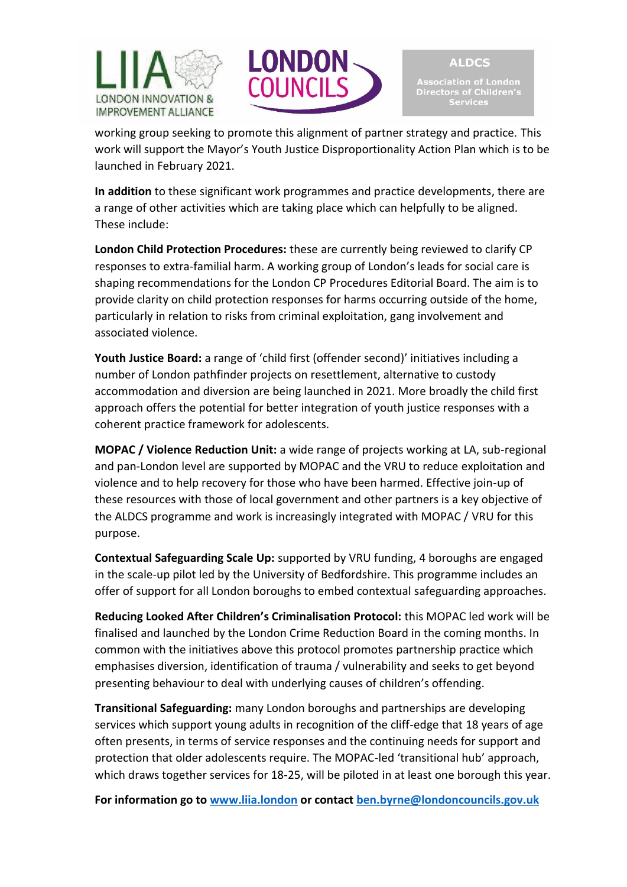working group seeking to promote this alignment of partner strategy and practice. This work will support the Mayor's Youth Justice Disproportionality Action Plan which is to be launched in February 2021.

**In addition** to these significant work programmes and practice developments, there are a range of other activities which are taking place which can helpfully to be aligned. These include:

**London Child Protection Procedures:** these are currently being reviewed to clarify CP responses to extra-familial harm. A working group of London's leads for social care is shaping recommendations for the London CP Procedures Editorial Board. The aim is to provide clarity on child protection responses for harms occurring outside of the home, particularly in relation to risks from criminal exploitation, gang involvement and associated violence.

**Youth Justice Board:** a range of 'child first (offender second)' initiatives including a number of London pathfinder projects on resettlement, alternative to custody accommodation and diversion are being launched in 2021. More broadly the child first approach offers the potential for better integration of youth justice responses with a coherent practice framework for adolescents.

**MOPAC / Violence Reduction Unit:** a wide range of projects working at LA, sub-regional and pan-London level are supported by MOPAC and the VRU to reduce exploitation and violence and to help recovery for those who have been harmed. Effective join-up of these resources with those of local government and other partners is a key objective of the ALDCS programme and work is increasingly integrated with MOPAC / VRU for this purpose.

**Contextual Safeguarding Scale Up:** supported by VRU funding, 4 boroughs are engaged in the scale-up pilot led by the University of Bedfordshire. This programme includes an offer of support for all London boroughs to embed contextual safeguarding approaches.

**Reducing Looked After Children's Criminalisation Protocol:** this MOPAC led work will be finalised and launched by the London Crime Reduction Board in the coming months. In common with the initiatives above this protocol promotes partnership practice which emphasises diversion, identification of trauma / vulnerability and seeks to get beyond presenting behaviour to deal with underlying causes of children's offending.

**Transitional Safeguarding:** many London boroughs and partnerships are developing services which support young adults in recognition of the cliff-edge that 18 years of age often presents, in terms of service responses and the continuing needs for support and protection that older adolescents require. The MOPAC-led 'transitional hub' approach, which draws together services for 18-25, will be piloted in at least one borough this year.

**For information go to [www.liia.london](http://www.liia.london) or contact [ben.byrne@londoncouncils.gov.uk](mailto:ben.byrne@londoncouncils.gov.uk)**